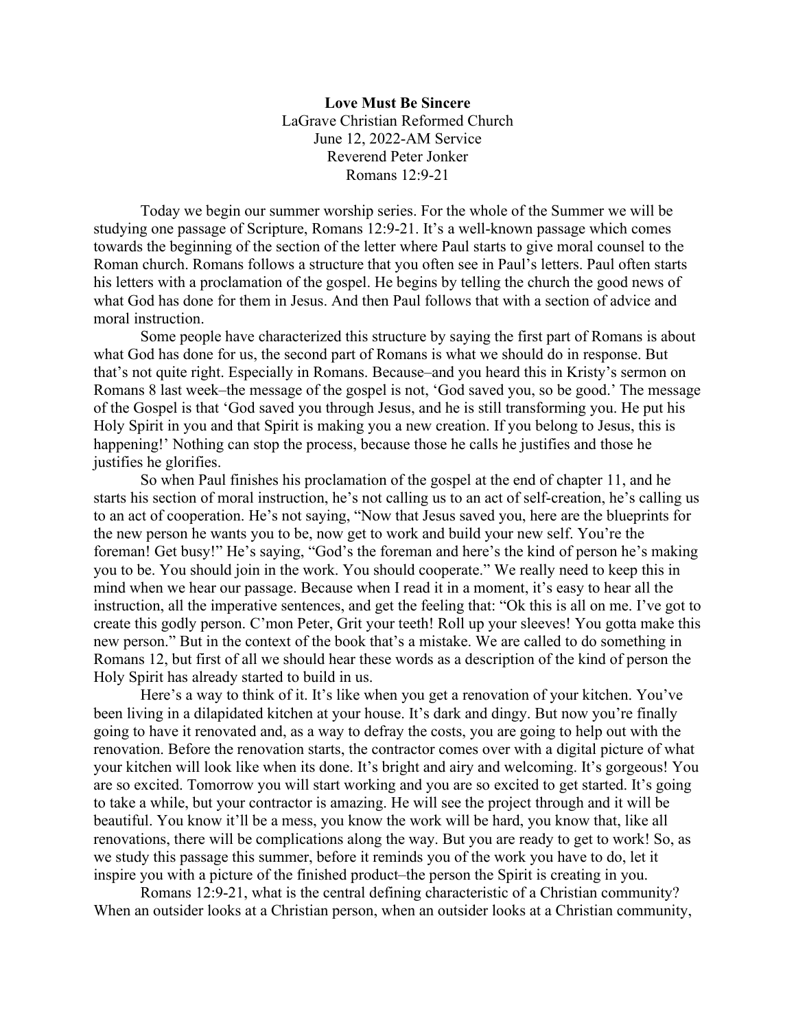**Love Must Be Sincere**
LaGrave Christian Reformed Church
June 12, 2022-AM Service
Reverend Peter Jonker
Romans 12:9-21

Today we begin our summer worship series. For the whole of the Summer we will be studying one passage of Scripture, Romans 12:9-21. It's a well-known passage which comes towards the beginning of the section of the letter where Paul starts to give moral counsel to the Roman church. Romans follows a structure that you often see in Paul's letters. Paul often starts his letters with a proclamation of the gospel. He begins by telling the church the good news of what God has done for them in Jesus. And then Paul follows that with a section of advice and moral instruction.

Some people have characterized this structure by saying the first part of Romans is about what God has done for us, the second part of Romans is what we should do in response. But that's not quite right. Especially in Romans. Because–and you heard this in Kristy's sermon on Romans 8 last week–the message of the gospel is not, 'God saved you, so be good.' The message of the Gospel is that 'God saved you through Jesus, and he is still transforming you. He put his Holy Spirit in you and that Spirit is making you a new creation. If you belong to Jesus, this is happening!' Nothing can stop the process, because those he calls he justifies and those he justifies he glorifies.

So when Paul finishes his proclamation of the gospel at the end of chapter 11, and he starts his section of moral instruction, he's not calling us to an act of self-creation, he's calling us to an act of cooperation. He's not saying, "Now that Jesus saved you, here are the blueprints for the new person he wants you to be, now get to work and build your new self. You're the foreman! Get busy!" He's saying, "God's the foreman and here's the kind of person he's making you to be. You should join in the work. You should cooperate." We really need to keep this in mind when we hear our passage. Because when I read it in a moment, it's easy to hear all the instruction, all the imperative sentences, and get the feeling that: "Ok this is all on me. I've got to create this godly person. C'mon Peter, Grit your teeth! Roll up your sleeves! You gotta make this new person." But in the context of the book that's a mistake. We are called to do something in Romans 12, but first of all we should hear these words as a description of the kind of person the Holy Spirit has already started to build in us.

Here's a way to think of it. It's like when you get a renovation of your kitchen. You've been living in a dilapidated kitchen at your house. It's dark and dingy. But now you're finally going to have it renovated and, as a way to defray the costs, you are going to help out with the renovation. Before the renovation starts, the contractor comes over with a digital picture of what your kitchen will look like when its done. It's bright and airy and welcoming. It's gorgeous! You are so excited. Tomorrow you will start working and you are so excited to get started. It's going to take a while, but your contractor is amazing. He will see the project through and it will be beautiful. You know it'll be a mess, you know the work will be hard, you know that, like all renovations, there will be complications along the way. But you are ready to get to work! So, as we study this passage this summer, before it reminds you of the work you have to do, let it inspire you with a picture of the finished product–the person the Spirit is creating in you.

Romans 12:9-21, what is the central defining characteristic of a Christian community? When an outsider looks at a Christian person, when an outsider looks at a Christian community,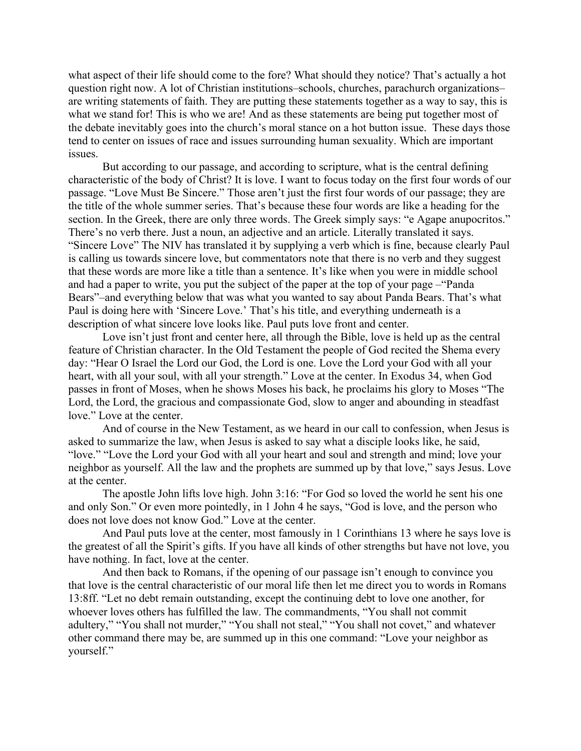what aspect of their life should come to the fore? What should they notice? That's actually a hot question right now. A lot of Christian institutions–schools, churches, parachurch organizations–are writing statements of faith. They are putting these statements together as a way to say, this is what we stand for! This is who we are! And as these statements are being put together most of the debate inevitably goes into the church's moral stance on a hot button issue. These days those tend to center on issues of race and issues surrounding human sexuality. Which are important issues.

But according to our passage, and according to scripture, what is the central defining characteristic of the body of Christ? It is love. I want to focus today on the first four words of our passage. "Love Must Be Sincere." Those aren't just the first four words of our passage; they are the title of the whole summer series. That's because these four words are like a heading for the section. In the Greek, there are only three words. The Greek simply says: "e Agape anupocritos." There's no verb there. Just a noun, an adjective and an article. Literally translated it says. "Sincere Love" The NIV has translated it by supplying a verb which is fine, because clearly Paul is calling us towards sincere love, but commentators note that there is no verb and they suggest that these words are more like a title than a sentence. It's like when you were in middle school and had a paper to write, you put the subject of the paper at the top of your page –"Panda Bears"–and everything below that was what you wanted to say about Panda Bears. That's what Paul is doing here with 'Sincere Love.' That's his title, and everything underneath is a description of what sincere love looks like. Paul puts love front and center.

Love isn't just front and center here, all through the Bible, love is held up as the central feature of Christian character. In the Old Testament the people of God recited the Shema every day: "Hear O Israel the Lord our God, the Lord is one. Love the Lord your God with all your heart, with all your soul, with all your strength." Love at the center. In Exodus 34, when God passes in front of Moses, when he shows Moses his back, he proclaims his glory to Moses "The Lord, the Lord, the gracious and compassionate God, slow to anger and abounding in steadfast love." Love at the center.

And of course in the New Testament, as we heard in our call to confession, when Jesus is asked to summarize the law, when Jesus is asked to say what a disciple looks like, he said, "love." "Love the Lord your God with all your heart and soul and strength and mind; love your neighbor as yourself. All the law and the prophets are summed up by that love," says Jesus. Love at the center.

The apostle John lifts love high. John 3:16: "For God so loved the world he sent his one and only Son." Or even more pointedly, in 1 John 4 he says, "God is love, and the person who does not love does not know God." Love at the center.

And Paul puts love at the center, most famously in 1 Corinthians 13 where he says love is the greatest of all the Spirit's gifts. If you have all kinds of other strengths but have not love, you have nothing. In fact, love at the center.

And then back to Romans, if the opening of our passage isn't enough to convince you that love is the central characteristic of our moral life then let me direct you to words in Romans 13:8ff. "Let no debt remain outstanding, except the continuing debt to love one another, for whoever loves others has fulfilled the law. The commandments, "You shall not commit adultery," "You shall not murder," "You shall not steal," "You shall not covet," and whatever other command there may be, are summed up in this one command: "Love your neighbor as yourself."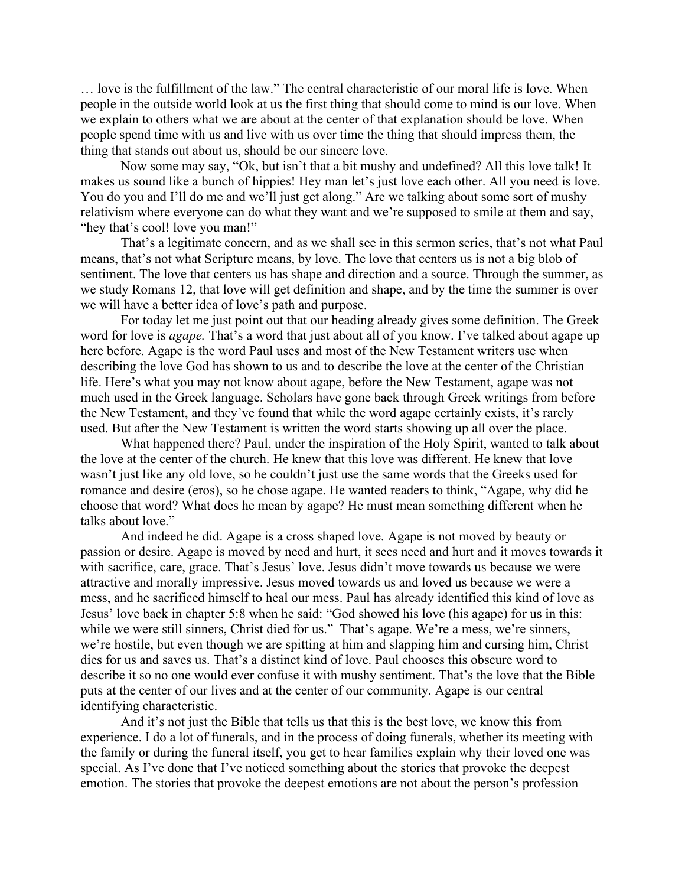… love is the fulfillment of the law." The central characteristic of our moral life is love. When people in the outside world look at us the first thing that should come to mind is our love. When we explain to others what we are about at the center of that explanation should be love. When people spend time with us and live with us over time the thing that should impress them, the thing that stands out about us, should be our sincere love.

Now some may say, "Ok, but isn't that a bit mushy and undefined? All this love talk! It makes us sound like a bunch of hippies! Hey man let's just love each other. All you need is love. You do you and I'll do me and we'll just get along." Are we talking about some sort of mushy relativism where everyone can do what they want and we're supposed to smile at them and say, "hey that's cool! love you man!"

That's a legitimate concern, and as we shall see in this sermon series, that's not what Paul means, that's not what Scripture means, by love. The love that centers us is not a big blob of sentiment. The love that centers us has shape and direction and a source. Through the summer, as we study Romans 12, that love will get definition and shape, and by the time the summer is over we will have a better idea of love's path and purpose.

For today let me just point out that our heading already gives some definition. The Greek word for love is *agape.* That's a word that just about all of you know. I've talked about agape up here before. Agape is the word Paul uses and most of the New Testament writers use when describing the love God has shown to us and to describe the love at the center of the Christian life. Here's what you may not know about agape, before the New Testament, agape was not much used in the Greek language. Scholars have gone back through Greek writings from before the New Testament, and they've found that while the word agape certainly exists, it's rarely used. But after the New Testament is written the word starts showing up all over the place.

What happened there? Paul, under the inspiration of the Holy Spirit, wanted to talk about the love at the center of the church. He knew that this love was different. He knew that love wasn't just like any old love, so he couldn't just use the same words that the Greeks used for romance and desire (eros), so he chose agape. He wanted readers to think, "Agape, why did he choose that word? What does he mean by agape? He must mean something different when he talks about love."

And indeed he did. Agape is a cross shaped love. Agape is not moved by beauty or passion or desire. Agape is moved by need and hurt, it sees need and hurt and it moves towards it with sacrifice, care, grace. That's Jesus' love. Jesus didn't move towards us because we were attractive and morally impressive. Jesus moved towards us and loved us because we were a mess, and he sacrificed himself to heal our mess. Paul has already identified this kind of love as Jesus' love back in chapter 5:8 when he said: "God showed his love (his agape) for us in this: while we were still sinners, Christ died for us." That's agape. We're a mess, we're sinners, we're hostile, but even though we are spitting at him and slapping him and cursing him, Christ dies for us and saves us. That's a distinct kind of love. Paul chooses this obscure word to describe it so no one would ever confuse it with mushy sentiment. That's the love that the Bible puts at the center of our lives and at the center of our community. Agape is our central identifying characteristic.

And it's not just the Bible that tells us that this is the best love, we know this from experience. I do a lot of funerals, and in the process of doing funerals, whether its meeting with the family or during the funeral itself, you get to hear families explain why their loved one was special. As I've done that I've noticed something about the stories that provoke the deepest emotion. The stories that provoke the deepest emotions are not about the person's profession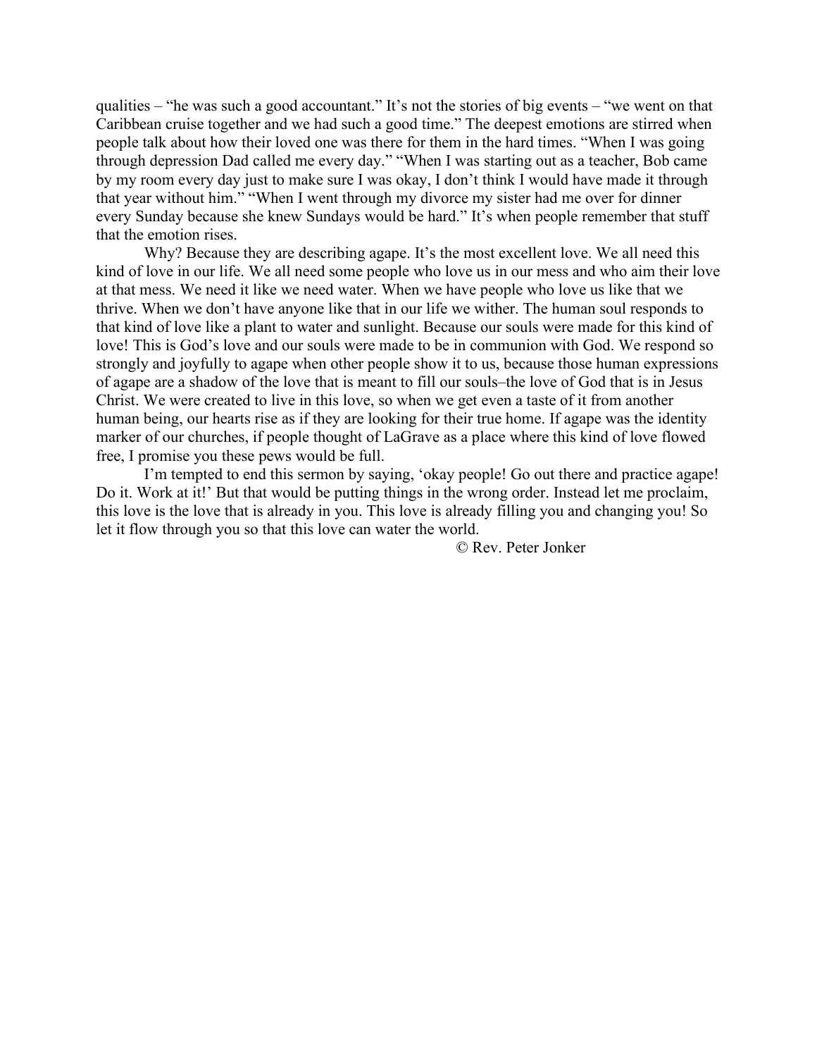qualities – "he was such a good accountant." It's not the stories of big events – "we went on that Caribbean cruise together and we had such a good time." The deepest emotions are stirred when people talk about how their loved one was there for them in the hard times. "When I was going through depression Dad called me every day." "When I was starting out as a teacher, Bob came by my room every day just to make sure I was okay, I don't think I would have made it through that year without him." "When I went through my divorce my sister had me over for dinner every Sunday because she knew Sundays would be hard." It's when people remember that stuff that the emotion rises.

Why? Because they are describing agape. It's the most excellent love. We all need this kind of love in our life. We all need some people who love us in our mess and who aim their love at that mess. We need it like we need water. When we have people who love us like that we thrive. When we don't have anyone like that in our life we wither. The human soul responds to that kind of love like a plant to water and sunlight. Because our souls were made for this kind of love! This is God's love and our souls were made to be in communion with God. We respond so strongly and joyfully to agape when other people show it to us, because those human expressions of agape are a shadow of the love that is meant to fill our souls–the love of God that is in Jesus Christ. We were created to live in this love, so when we get even a taste of it from another human being, our hearts rise as if they are looking for their true home. If agape was the identity marker of our churches, if people thought of LaGrave as a place where this kind of love flowed free, I promise you these pews would be full.

I'm tempted to end this sermon by saying, 'okay people! Go out there and practice agape! Do it. Work at it!' But that would be putting things in the wrong order. Instead let me proclaim, this love is the love that is already in you. This love is already filling you and changing you! So let it flow through you so that this love can water the world.

© Rev. Peter Jonker